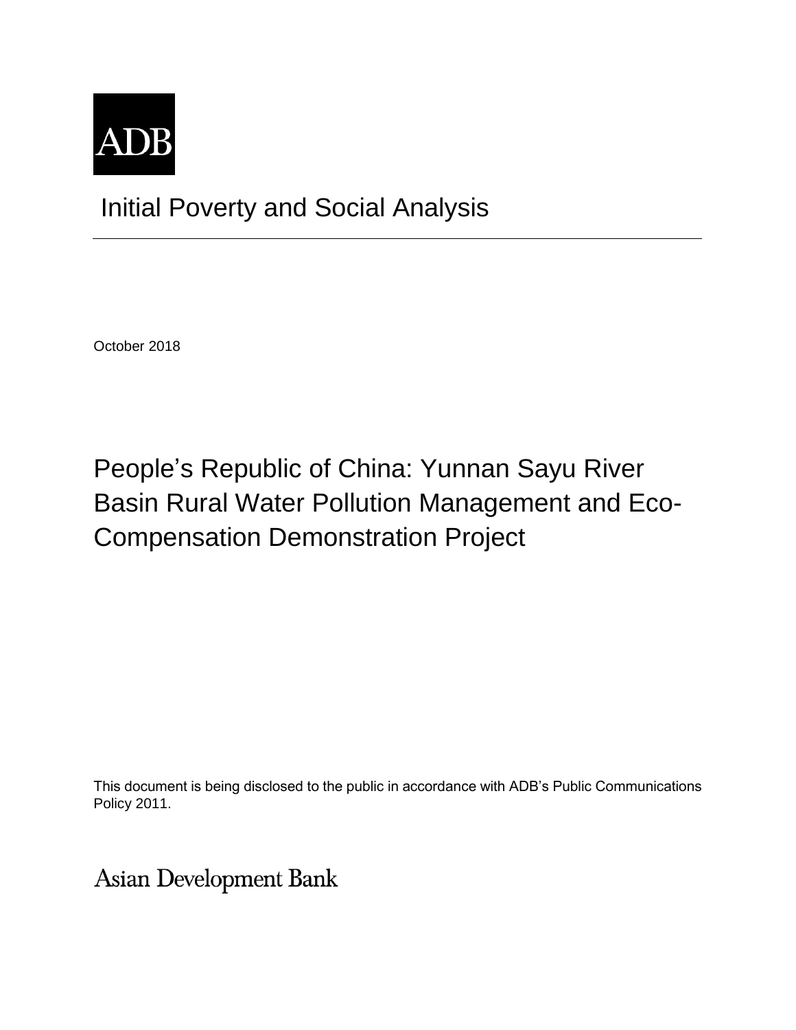ADB

# Initial Poverty and Social Analysis

October 2018

## People's Republic of China: Yunnan Sayu River Basin Rural Water Pollution Management and Eco-Compensation Demonstration Project

This document is being disclosed to the public in accordance with ADB's Public Communications Policy 2011.

Asian Development Bank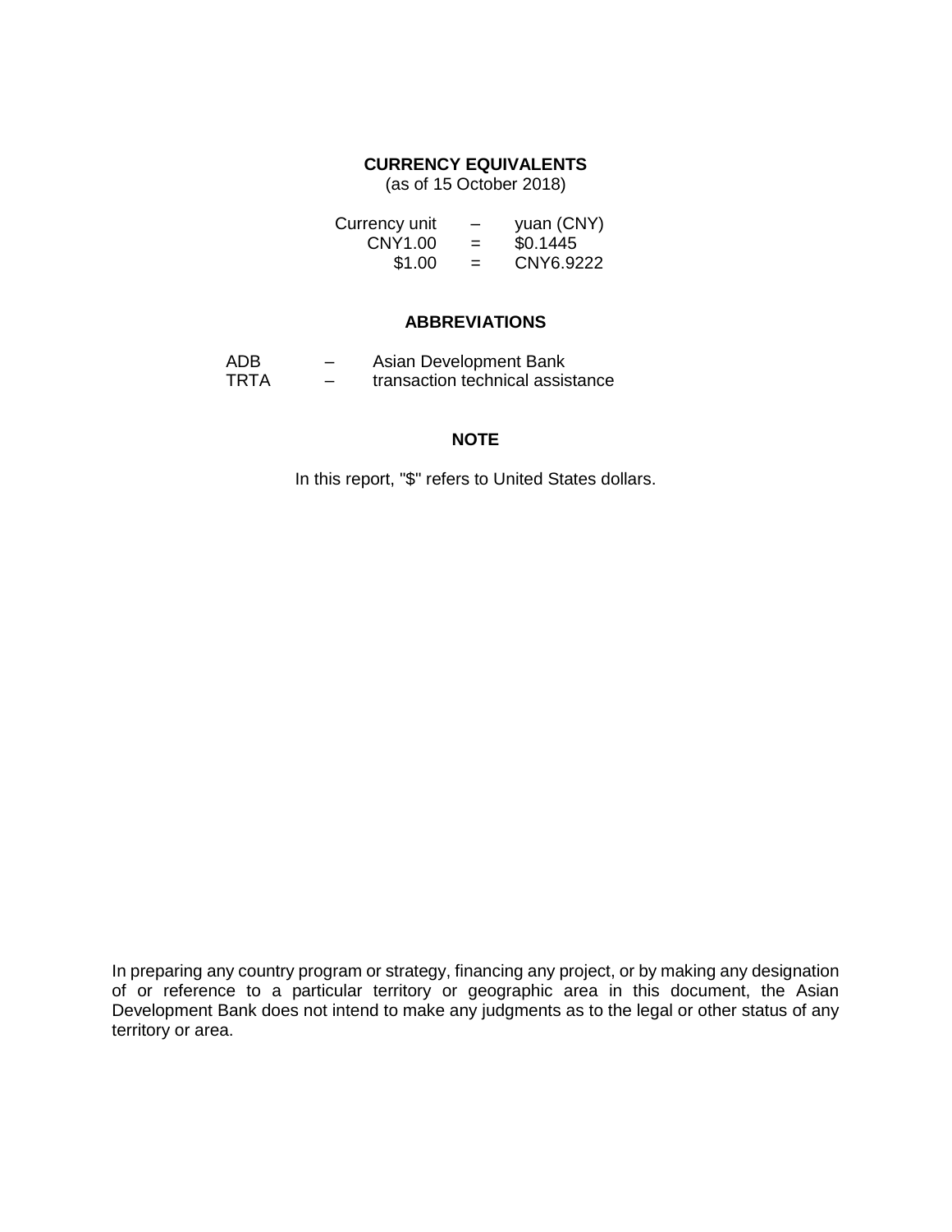## CURRENCY EQUIVALENTS

(as of 15 October 2018)

| | | |
|---|---|---|
| Currency unit | – | yuan (CNY) |
| CNY1.00 | = | $0.1445 |
| $1.00 | = | CNY6.9222 |

## ABBREVIATIONS

| | | |
|---|---|---|
| ADB | – | Asian Development Bank |
| TRTA | – | transaction technical assistance |

## NOTE

In this report, "$" refers to United States dollars.

In preparing any country program or strategy, financing any project, or by making any designation of or reference to a particular territory or geographic area in this document, the Asian Development Bank does not intend to make any judgments as to the legal or other status of any territory or area.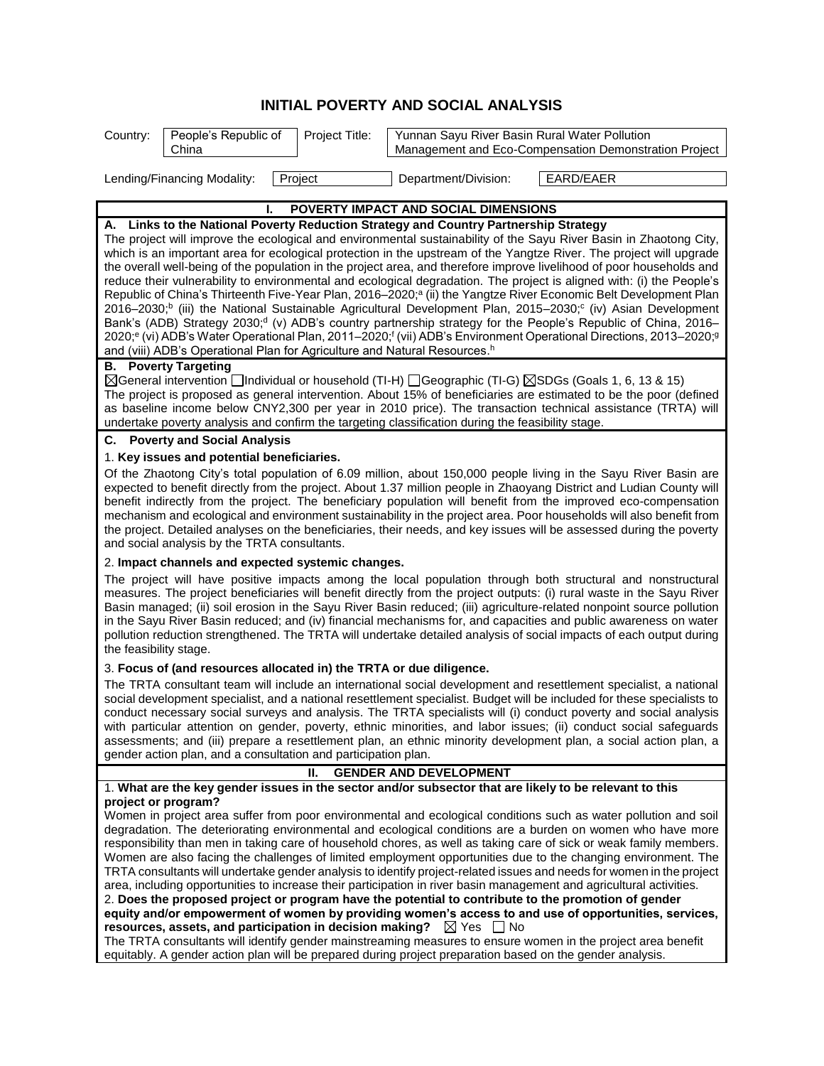# INITIAL POVERTY AND SOCIAL ANALYSIS

| Country: | People's Republic of China | Project Title: | Yunnan Sayu River Basin Rural Water Pollution Management and Eco-Compensation Demonstration Project |
|---|---|---|---|

| Lending/Financing Modality: | Project | Department/Division: | EARD/EAER |
|---|---|---|---|

## I. POVERTY IMPACT AND SOCIAL DIMENSIONS

**A. Links to the National Poverty Reduction Strategy and Country Partnership Strategy**

The project will improve the ecological and environmental sustainability of the Sayu River Basin in Zhaotong City, which is an important area for ecological protection in the upstream of the Yangtze River. The project will upgrade the overall well-being of the population in the project area, and therefore improve livelihood of poor households and reduce their vulnerability to environmental and ecological degradation. The project is aligned with: (i) the People's Republic of China's Thirteenth Five-Year Plan, 2016–2020;[a] (ii) the Yangtze River Economic Belt Development Plan 2016–2030;[b] (iii) the National Sustainable Agricultural Development Plan, 2015–2030;[c] (iv) Asian Development Bank's (ADB) Strategy 2030;[d] (v) ADB's country partnership strategy for the People's Republic of China, 2016–2020;[e] (vi) ADB's Water Operational Plan, 2011–2020;[f] (vii) ADB's Environment Operational Directions, 2013–2020;[g] and (viii) ADB's Operational Plan for Agriculture and Natural Resources.[h]

**B. Poverty Targeting**

☒General intervention ☐Individual or household (TI-H) ☐Geographic (TI-G) ☒SDGs (Goals 1, 6, 13 & 15)

The project is proposed as general intervention. About 15% of beneficiaries are estimated to be the poor (defined as baseline income below CNY2,300 per year in 2010 price). The transaction technical assistance (TRTA) will undertake poverty analysis and confirm the targeting classification during the feasibility stage.

**C. Poverty and Social Analysis**

1. **Key issues and potential beneficiaries.**

Of the Zhaotong City's total population of 6.09 million, about 150,000 people living in the Sayu River Basin are expected to benefit directly from the project. About 1.37 million people in Zhaoyang District and Ludian County will benefit indirectly from the project. The beneficiary population will benefit from the improved eco-compensation mechanism and ecological and environment sustainability in the project area. Poor households will also benefit from the project. Detailed analyses on the beneficiaries, their needs, and key issues will be assessed during the poverty and social analysis by the TRTA consultants.

2. **Impact channels and expected systemic changes.**

The project will have positive impacts among the local population through both structural and nonstructural measures. The project beneficiaries will benefit directly from the project outputs: (i) rural waste in the Sayu River Basin managed; (ii) soil erosion in the Sayu River Basin reduced; (iii) agriculture-related nonpoint source pollution in the Sayu River Basin reduced; and (iv) financial mechanisms for, and capacities and public awareness on water pollution reduction strengthened. The TRTA will undertake detailed analysis of social impacts of each output during the feasibility stage.

3. **Focus of (and resources allocated in) the TRTA or due diligence.**

The TRTA consultant team will include an international social development and resettlement specialist, a national social development specialist, and a national resettlement specialist. Budget will be included for these specialists to conduct necessary social surveys and analysis. The TRTA specialists will (i) conduct poverty and social analysis with particular attention on gender, poverty, ethnic minorities, and labor issues; (ii) conduct social safeguards assessments; and (iii) prepare a resettlement plan, an ethnic minority development plan, a social action plan, a gender action plan, and a consultation and participation plan.

## II. GENDER AND DEVELOPMENT

1. **What are the key gender issues in the sector and/or subsector that are likely to be relevant to this project or program?**

Women in project area suffer from poor environmental and ecological conditions such as water pollution and soil degradation. The deteriorating environmental and ecological conditions are a burden on women who have more responsibility than men in taking care of household chores, as well as taking care of sick or weak family members. Women are also facing the challenges of limited employment opportunities due to the changing environment. The TRTA consultants will undertake gender analysis to identify project-related issues and needs for women in the project area, including opportunities to increase their participation in river basin management and agricultural activities.

2. **Does the proposed project or program have the potential to contribute to the promotion of gender equity and/or empowerment of women by providing women's access to and use of opportunities, services, resources, assets, and participation in decision making?** ☒ Yes ☐ No

The TRTA consultants will identify gender mainstreaming measures to ensure women in the project area benefit equitably. A gender action plan will be prepared during project preparation based on the gender analysis.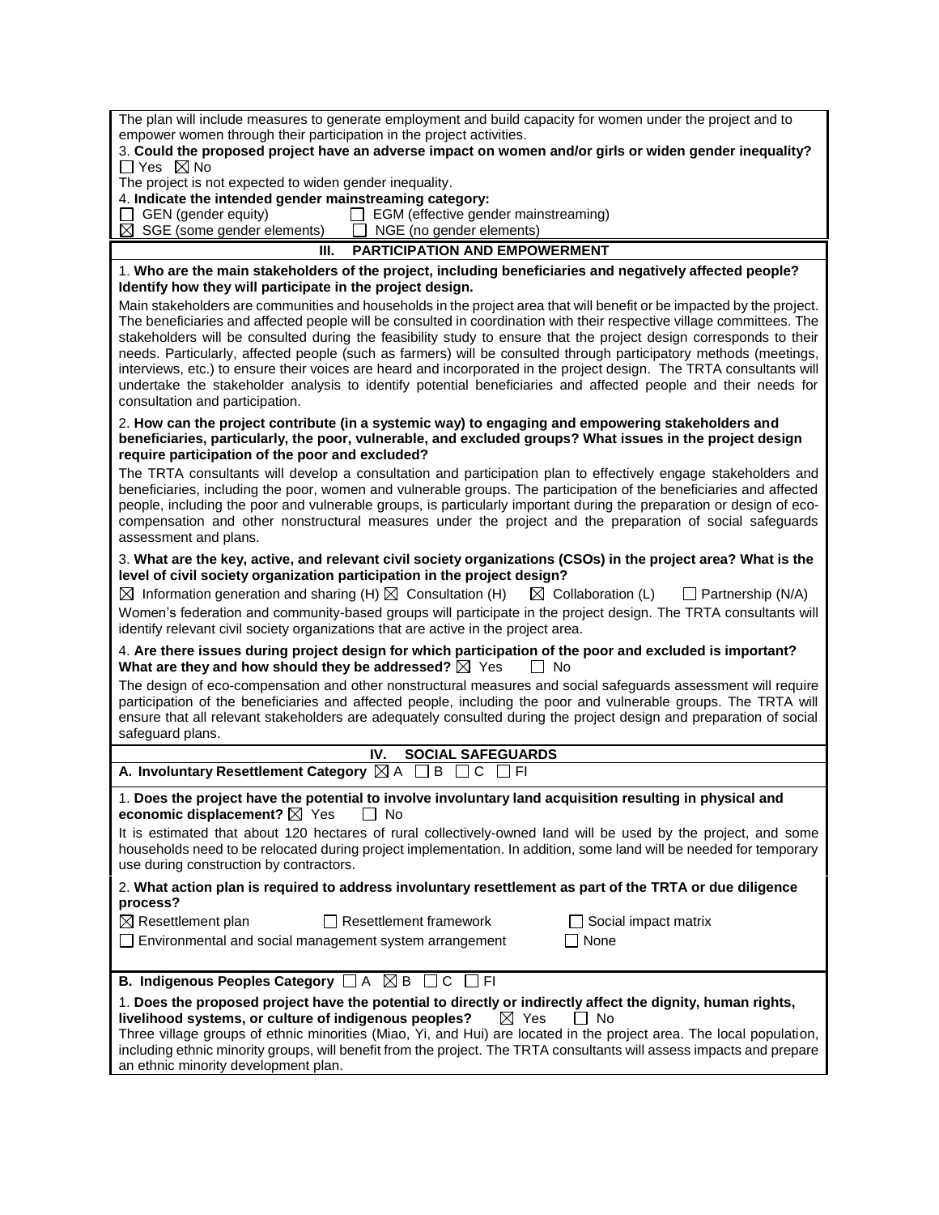The plan will include measures to generate employment and build capacity for women under the project and to empower women through their participation in the project activities.

3. **Could the proposed project have an adverse impact on women and/or girls or widen gender inequality?**
☐ Yes ☒ No

The project is not expected to widen gender inequality.

4. **Indicate the intended gender mainstreaming category:**
☐ GEN (gender equity) ☐ EGM (effective gender mainstreaming)
☒ SGE (some gender elements) ☐ NGE (no gender elements)

## III. PARTICIPATION AND EMPOWERMENT

1. **Who are the main stakeholders of the project, including beneficiaries and negatively affected people? Identify how they will participate in the project design.**

Main stakeholders are communities and households in the project area that will benefit or be impacted by the project. The beneficiaries and affected people will be consulted in coordination with their respective village committees. The stakeholders will be consulted during the feasibility study to ensure that the project design corresponds to their needs. Particularly, affected people (such as farmers) will be consulted through participatory methods (meetings, interviews, etc.) to ensure their voices are heard and incorporated in the project design. The TRTA consultants will undertake the stakeholder analysis to identify potential beneficiaries and affected people and their needs for consultation and participation.

2. **How can the project contribute (in a systemic way) to engaging and empowering stakeholders and beneficiaries, particularly, the poor, vulnerable, and excluded groups? What issues in the project design require participation of the poor and excluded?**

The TRTA consultants will develop a consultation and participation plan to effectively engage stakeholders and beneficiaries, including the poor, women and vulnerable groups. The participation of the beneficiaries and affected people, including the poor and vulnerable groups, is particularly important during the preparation or design of eco-compensation and other nonstructural measures under the project and the preparation of social safeguards assessment and plans.

3. **What are the key, active, and relevant civil society organizations (CSOs) in the project area? What is the level of civil society organization participation in the project design?**

☒ Information generation and sharing (H) ☒ Consultation (H) ☒ Collaboration (L) ☐ Partnership (N/A)

Women's federation and community-based groups will participate in the project design. The TRTA consultants will identify relevant civil society organizations that are active in the project area.

4. **Are there issues during project design for which participation of the poor and excluded is important? What are they and how should they be addressed?** ☒ Yes ☐ No

The design of eco-compensation and other nonstructural measures and social safeguards assessment will require participation of the beneficiaries and affected people, including the poor and vulnerable groups. The TRTA will ensure that all relevant stakeholders are adequately consulted during the project design and preparation of social safeguard plans.

## IV. SOCIAL SAFEGUARDS

**A. Involuntary Resettlement Category** ☒ A ☐ B ☐ C ☐ FI

1. **Does the project have the potential to involve involuntary land acquisition resulting in physical and economic displacement?** ☒ Yes ☐ No

It is estimated that about 120 hectares of rural collectively-owned land will be used by the project, and some households need to be relocated during project implementation. In addition, some land will be needed for temporary use during construction by contractors.

2. **What action plan is required to address involuntary resettlement as part of the TRTA or due diligence process?**

☒ Resettlement plan ☐ Resettlement framework ☐ Social impact matrix
☐ Environmental and social management system arrangement ☐ None

**B. Indigenous Peoples Category** ☐ A ☒ B ☐ C ☐ FI

1. **Does the proposed project have the potential to directly or indirectly affect the dignity, human rights, livelihood systems, or culture of indigenous peoples?** ☒ Yes ☐ No

Three village groups of ethnic minorities (Miao, Yi, and Hui) are located in the project area. The local population, including ethnic minority groups, will benefit from the project. The TRTA consultants will assess impacts and prepare an ethnic minority development plan.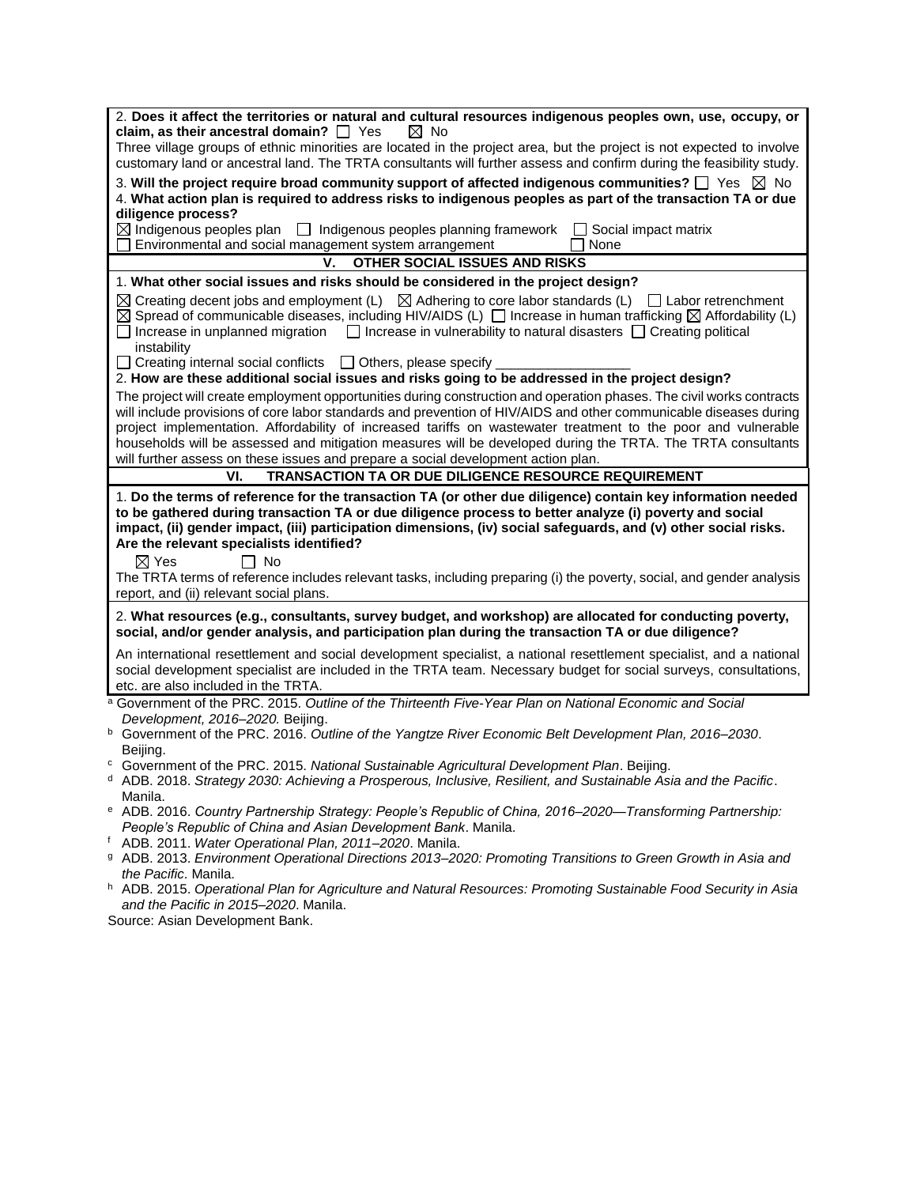2. **Does it affect the territories or natural and cultural resources indigenous peoples own, use, occupy, or claim, as their ancestral domain?** ☐ Yes ☒ No

Three village groups of ethnic minorities are located in the project area, but the project is not expected to involve customary land or ancestral land. The TRTA consultants will further assess and confirm during the feasibility study.

3. **Will the project require broad community support of affected indigenous communities?** ☐ Yes ☒ No

4. **What action plan is required to address risks to indigenous peoples as part of the transaction TA or due diligence process?**

☒ Indigenous peoples plan ☐ Indigenous peoples planning framework ☐ Social impact matrix
☐ Environmental and social management system arrangement ☐ None

## V. OTHER SOCIAL ISSUES AND RISKS

1. **What other social issues and risks should be considered in the project design?**

☒ Creating decent jobs and employment (L) ☒ Adhering to core labor standards (L) ☐ Labor retrenchment
☒ Spread of communicable diseases, including HIV/AIDS (L) ☐ Increase in human trafficking ☒ Affordability (L)
☐ Increase in unplanned migration ☐ Increase in vulnerability to natural disasters ☐ Creating political instability
☐ Creating internal social conflicts ☐ Others, please specify __________________

2. **How are these additional social issues and risks going to be addressed in the project design?**

The project will create employment opportunities during construction and operation phases. The civil works contracts will include provisions of core labor standards and prevention of HIV/AIDS and other communicable diseases during project implementation. Affordability of increased tariffs on wastewater treatment to the poor and vulnerable households will be assessed and mitigation measures will be developed during the TRTA. The TRTA consultants will further assess on these issues and prepare a social development action plan.

## VI. TRANSACTION TA OR DUE DILIGENCE RESOURCE REQUIREMENT

1. **Do the terms of reference for the transaction TA (or other due diligence) contain key information needed to be gathered during transaction TA or due diligence process to better analyze (i) poverty and social impact, (ii) gender impact, (iii) participation dimensions, (iv) social safeguards, and (v) other social risks. Are the relevant specialists identified?**

☒ Yes ☐ No

The TRTA terms of reference includes relevant tasks, including preparing (i) the poverty, social, and gender analysis report, and (ii) relevant social plans.

2. **What resources (e.g., consultants, survey budget, and workshop) are allocated for conducting poverty, social, and/or gender analysis, and participation plan during the transaction TA or due diligence?**

An international resettlement and social development specialist, a national resettlement specialist, and a national social development specialist are included in the TRTA team. Necessary budget for social surveys, consultations, etc. are also included in the TRTA.

[a] Government of the PRC. 2015. *Outline of the Thirteenth Five-Year Plan on National Economic and Social Development, 2016–2020.* Beijing.
[b] Government of the PRC. 2016. *Outline of the Yangtze River Economic Belt Development Plan, 2016–2030*. Beijing.
[c] Government of the PRC. 2015. *National Sustainable Agricultural Development Plan*. Beijing.
[d] ADB. 2018. *Strategy 2030: Achieving a Prosperous, Inclusive, Resilient, and Sustainable Asia and the Pacific*. Manila.
[e] ADB. 2016. *Country Partnership Strategy: People's Republic of China, 2016–2020—Transforming Partnership: People's Republic of China and Asian Development Bank*. Manila.
[f] ADB. 2011. *Water Operational Plan, 2011–2020*. Manila.
[g] ADB. 2013. *Environment Operational Directions 2013–2020: Promoting Transitions to Green Growth in Asia and the Pacific*. Manila.
[h] ADB. 2015. *Operational Plan for Agriculture and Natural Resources: Promoting Sustainable Food Security in Asia and the Pacific in 2015–2020*. Manila.

Source: Asian Development Bank.